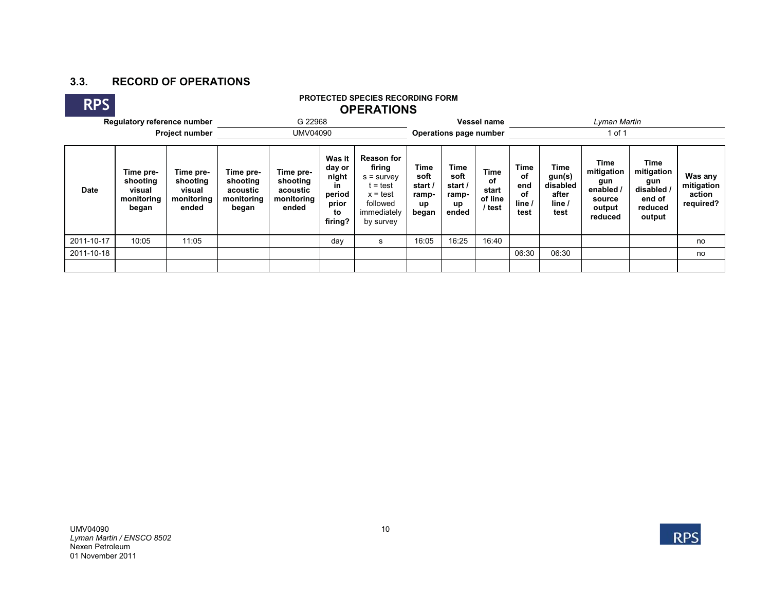## 3.3. RECORD OF OPERATIONS

RPS

**PROTECTED SPECIES RECORDING FORM**

**OPERATIONS**

| **Regulatory reference number** | G 22968 | **Vessel name** | *Lyman Martin* |
|---|---|---|---|
| **Project number** | UMV04090 | **Operations page number** | 1 of 1 |

| Date | Time pre-shooting visual monitoring began | Time pre-shooting visual monitoring ended | Time pre-shooting acoustic monitoring began | Time pre-shooting acoustic monitoring ended | Was it day or night in period prior to firing? | Reason for firing s = survey t = test x = test followed immediately by survey | Time soft start / ramp-up began | Time soft start / ramp-up ended | Time of start of line / test | Time of end of line / test | Time gun(s) disabled after line / test | Time mitigation gun enabled / source output reduced | Time mitigation gun disabled / end of reduced output | Was any mitigation action required? |
|---|---|---|---|---|---|---|---|---|---|---|---|---|---|---|
| 2011-10-17 | 10:05 | 11:05 | | | day | s | 16:05 | 16:25 | 16:40 | | | | | no |
| 2011-10-18 | | | | | | | | | | 06:30 | 06:30 | | | no |
| | | | | | | | | | | | | | | |

UMV04090
*Lyman Martin / ENSCO 8502*
Nexen Petroleum
01 November 2011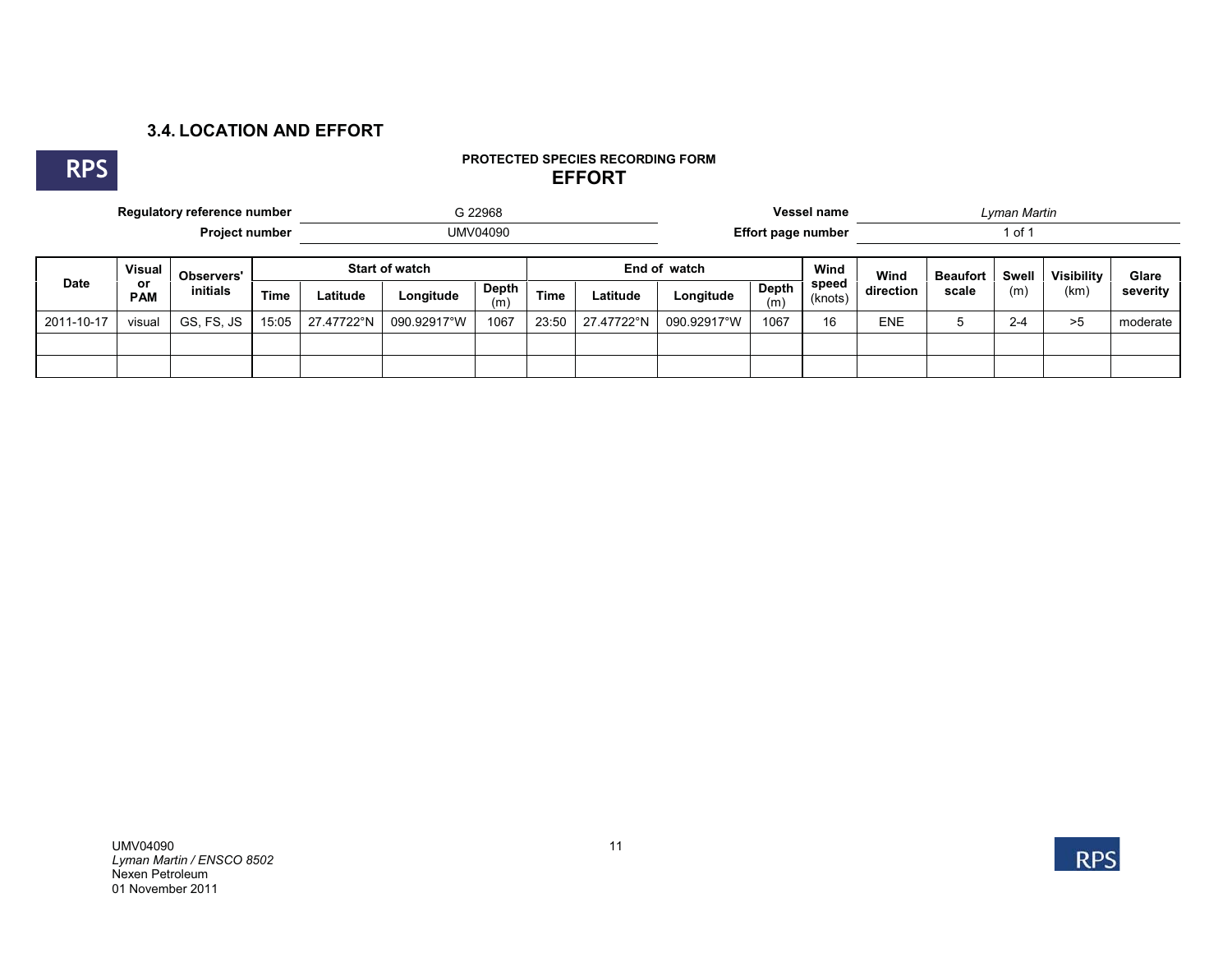### 3.4. LOCATION AND EFFORT

RPS

**PROTECTED SPECIES RECORDING FORM**

**EFFORT**

| | | | |
|---|---|---|---|
| **Regulatory reference number** | G 22968 | **Vessel name** | *Lyman Martin* |
| **Project number** | UMV04090 | **Effort page number** | 1 of 1 |

| Date | Visual or PAM | Observers' initials | Start of watch | | | | End of watch | | | | Wind speed (knots) | Wind direction | Beaufort scale | Swell (m) | Visibility (km) | Glare severity |
|---|---|---|---|---|---|---|---|---|---|---|---|---|---|---|---|---|
| | | | Time | Latitude | Longitude | Depth (m) | Time | Latitude | Longitude | Depth (m) | | | | | | |
| 2011-10-17 | visual | GS, FS, JS | 15:05 | 27.47722°N | 090.92917°W | 1067 | 23:50 | 27.47722°N | 090.92917°W | 1067 | 16 | ENE | 5 | 2-4 | >5 | moderate |
| | | | | | | | | | | | | | | | | |
| | | | | | | | | | | | | | | | | |

UMV04090
*Lyman Martin / ENSCO 8502*
Nexen Petroleum
01 November 2011